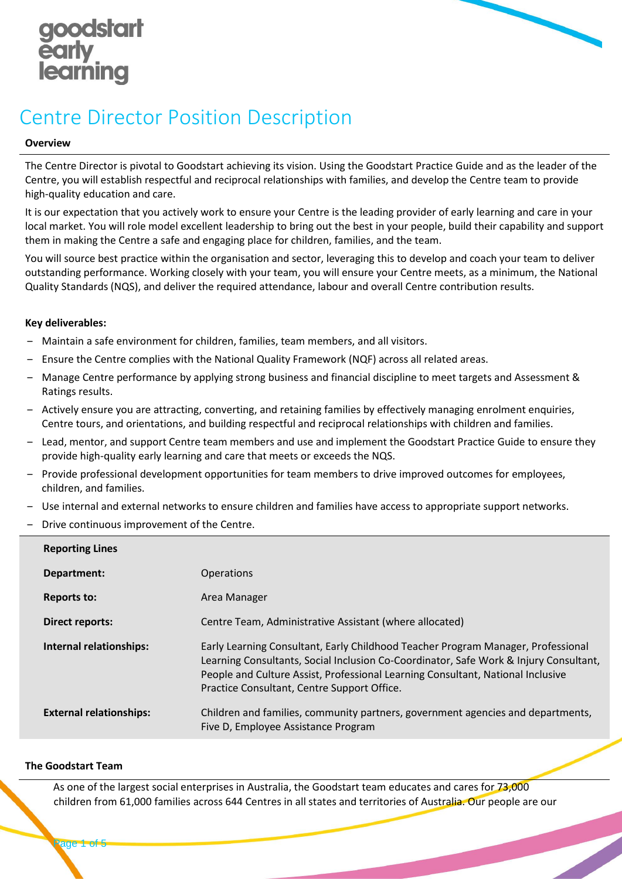goodstart early learning

# Centre Director Position Description

## Overview

The Centre Director is pivotal to Goodstart achieving its vision. Using the Goodstart Practice Guide and as the leader of the Centre, you will establish respectful and reciprocal relationships with families, and develop the Centre team to provide high-quality education and care.

It is our expectation that you actively work to ensure your Centre is the leading provider of early learning and care in your local market. You will role model excellent leadership to bring out the best in your people, build their capability and support them in making the Centre a safe and engaging place for children, families, and the team.

You will source best practice within the organisation and sector, leveraging this to develop and coach your team to deliver outstanding performance. Working closely with your team, you will ensure your Centre meets, as a minimum, the National Quality Standards (NQS), and deliver the required attendance, labour and overall Centre contribution results.

**Key deliverables:**

- Maintain a safe environment for children, families, team members, and all visitors.
- Ensure the Centre complies with the National Quality Framework (NQF) across all related areas.
- Manage Centre performance by applying strong business and financial discipline to meet targets and Assessment & Ratings results.
- Actively ensure you are attracting, converting, and retaining families by effectively managing enrolment enquiries, Centre tours, and orientations, and building respectful and reciprocal relationships with children and families.
- Lead, mentor, and support Centre team members and use and implement the Goodstart Practice Guide to ensure they provide high-quality early learning and care that meets or exceeds the NQS.
- Provide professional development opportunities for team members to drive improved outcomes for employees, children, and families.
- Use internal and external networks to ensure children and families have access to appropriate support networks.
- Drive continuous improvement of the Centre.

| Reporting Lines | |
|---|---|
| **Department:** | Operations |
| **Reports to:** | Area Manager |
| **Direct reports:** | Centre Team, Administrative Assistant (where allocated) |
| **Internal relationships:** | Early Learning Consultant, Early Childhood Teacher Program Manager, Professional Learning Consultants, Social Inclusion Co-Coordinator, Safe Work & Injury Consultant, People and Culture Assist, Professional Learning Consultant, National Inclusive Practice Consultant, Centre Support Office. |
| **External relationships:** | Children and families, community partners, government agencies and departments, Five D, Employee Assistance Program |

## The Goodstart Team

As one of the largest social enterprises in Australia, the Goodstart team educates and cares for 73,000 children from 61,000 families across 644 Centres in all states and territories of Australia. Our people are our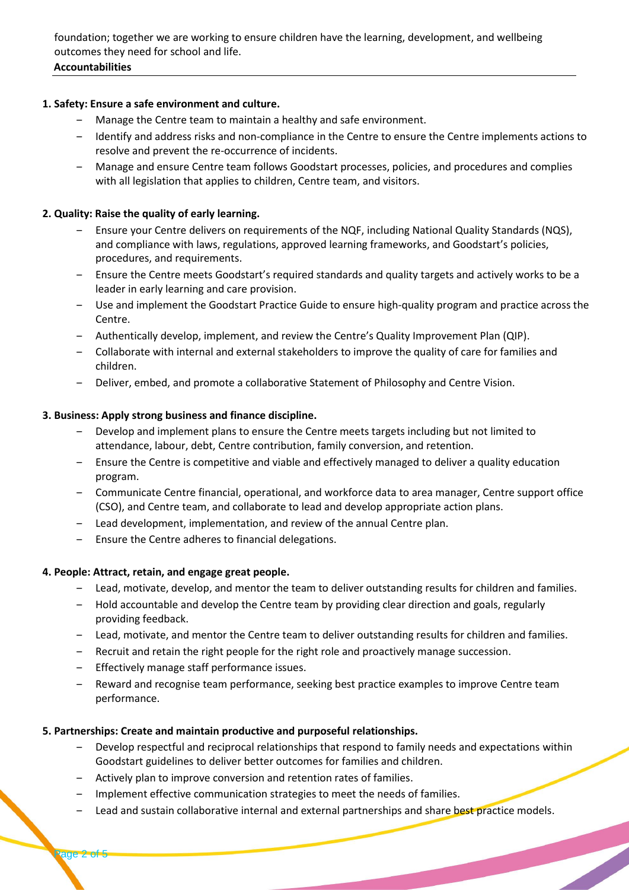foundation; together we are working to ensure children have the learning, development, and wellbeing outcomes they need for school and life.

**Accountabilities**

**1. Safety: Ensure a safe environment and culture.**

- Manage the Centre team to maintain a healthy and safe environment.
- Identify and address risks and non-compliance in the Centre to ensure the Centre implements actions to resolve and prevent the re-occurrence of incidents.
- Manage and ensure Centre team follows Goodstart processes, policies, and procedures and complies with all legislation that applies to children, Centre team, and visitors.

**2. Quality: Raise the quality of early learning.**

- Ensure your Centre delivers on requirements of the NQF, including National Quality Standards (NQS), and compliance with laws, regulations, approved learning frameworks, and Goodstart's policies, procedures, and requirements.
- Ensure the Centre meets Goodstart's required standards and quality targets and actively works to be a leader in early learning and care provision.
- Use and implement the Goodstart Practice Guide to ensure high-quality program and practice across the Centre.
- Authentically develop, implement, and review the Centre's Quality Improvement Plan (QIP).
- Collaborate with internal and external stakeholders to improve the quality of care for families and children.
- Deliver, embed, and promote a collaborative Statement of Philosophy and Centre Vision.

**3. Business: Apply strong business and finance discipline.**

- Develop and implement plans to ensure the Centre meets targets including but not limited to attendance, labour, debt, Centre contribution, family conversion, and retention.
- Ensure the Centre is competitive and viable and effectively managed to deliver a quality education program.
- Communicate Centre financial, operational, and workforce data to area manager, Centre support office (CSO), and Centre team, and collaborate to lead and develop appropriate action plans.
- Lead development, implementation, and review of the annual Centre plan.
- Ensure the Centre adheres to financial delegations.

**4. People: Attract, retain, and engage great people.**

- Lead, motivate, develop, and mentor the team to deliver outstanding results for children and families.
- Hold accountable and develop the Centre team by providing clear direction and goals, regularly providing feedback.
- Lead, motivate, and mentor the Centre team to deliver outstanding results for children and families.
- Recruit and retain the right people for the right role and proactively manage succession.
- Effectively manage staff performance issues.
- Reward and recognise team performance, seeking best practice examples to improve Centre team performance.

**5. Partnerships: Create and maintain productive and purposeful relationships.**

- Develop respectful and reciprocal relationships that respond to family needs and expectations within Goodstart guidelines to deliver better outcomes for families and children.
- Actively plan to improve conversion and retention rates of families.
- Implement effective communication strategies to meet the needs of families.
- Lead and sustain collaborative internal and external partnerships and share best practice models.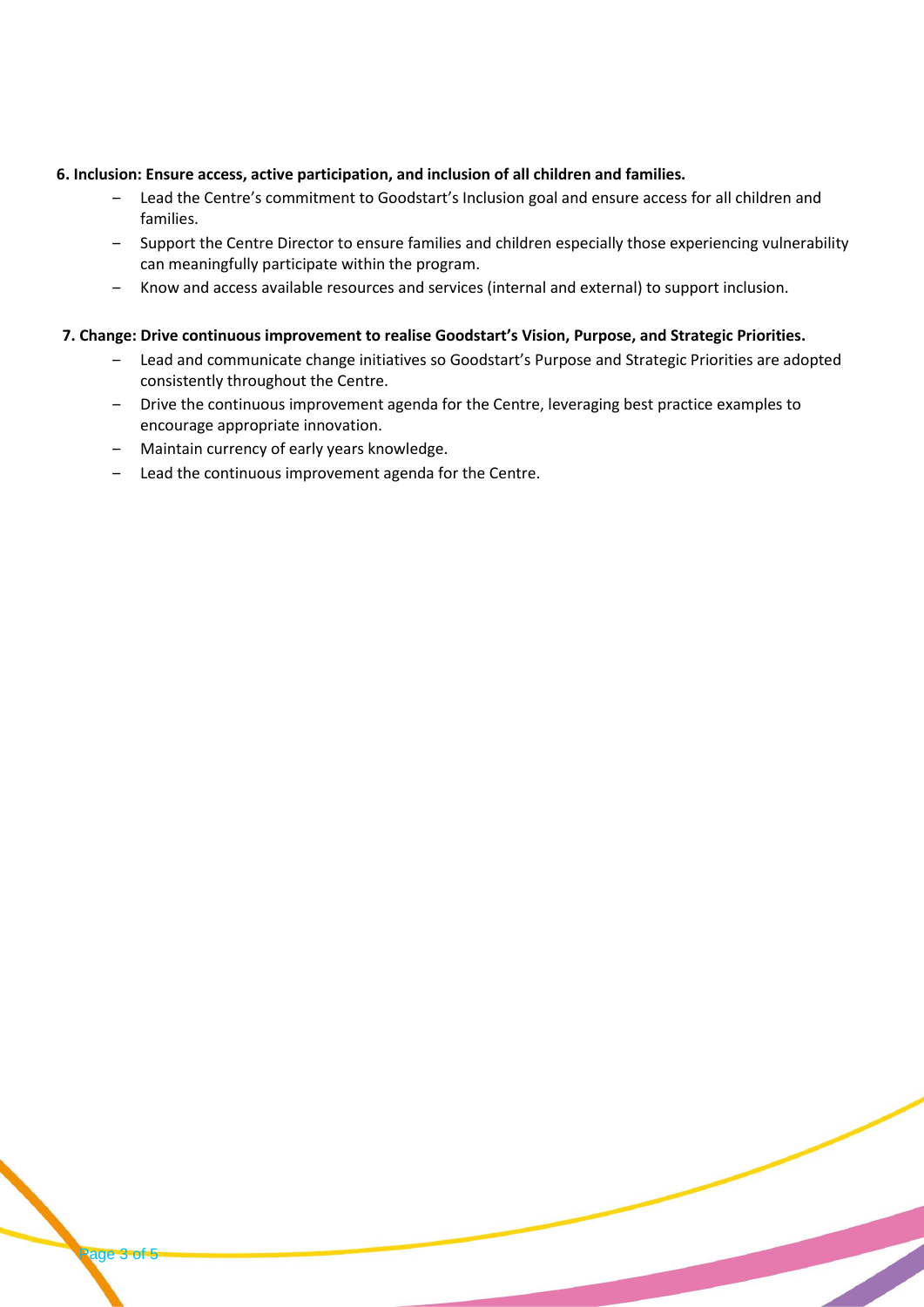**6. Inclusion: Ensure access, active participation, and inclusion of all children and families.**

- Lead the Centre's commitment to Goodstart's Inclusion goal and ensure access for all children and families.
- Support the Centre Director to ensure families and children especially those experiencing vulnerability can meaningfully participate within the program.
- Know and access available resources and services (internal and external) to support inclusion.

**7. Change: Drive continuous improvement to realise Goodstart's Vision, Purpose, and Strategic Priorities.**

- Lead and communicate change initiatives so Goodstart's Purpose and Strategic Priorities are adopted consistently throughout the Centre.
- Drive the continuous improvement agenda for the Centre, leveraging best practice examples to encourage appropriate innovation.
- Maintain currency of early years knowledge.
- Lead the continuous improvement agenda for the Centre.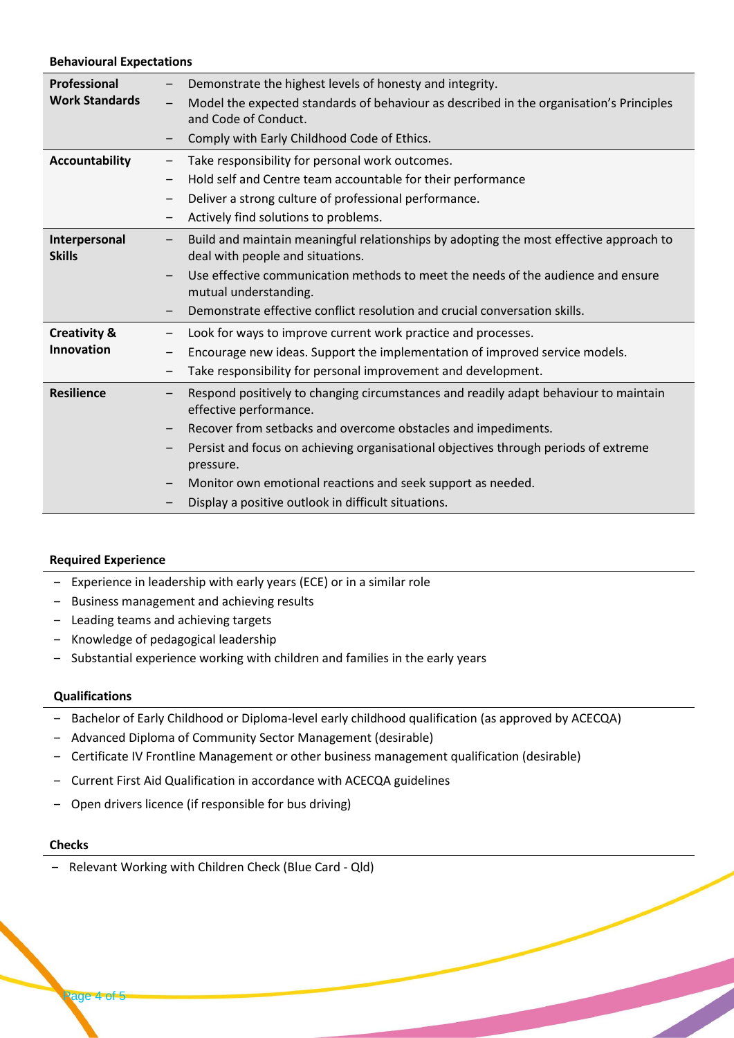**Behavioural Expectations**

| | |
|---|---|
| **Professional Work Standards** | – Demonstrate the highest levels of honesty and integrity.<br>– Model the expected standards of behaviour as described in the organisation's Principles and Code of Conduct.<br>– Comply with Early Childhood Code of Ethics. |
| **Accountability** | – Take responsibility for personal work outcomes.<br>– Hold self and Centre team accountable for their performance<br>– Deliver a strong culture of professional performance.<br>– Actively find solutions to problems. |
| **Interpersonal Skills** | – Build and maintain meaningful relationships by adopting the most effective approach to deal with people and situations.<br>– Use effective communication methods to meet the needs of the audience and ensure mutual understanding.<br>– Demonstrate effective conflict resolution and crucial conversation skills. |
| **Creativity & Innovation** | – Look for ways to improve current work practice and processes.<br>– Encourage new ideas. Support the implementation of improved service models.<br>– Take responsibility for personal improvement and development. |
| **Resilience** | – Respond positively to changing circumstances and readily adapt behaviour to maintain effective performance.<br>– Recover from setbacks and overcome obstacles and impediments.<br>– Persist and focus on achieving organisational objectives through periods of extreme pressure.<br>– Monitor own emotional reactions and seek support as needed.<br>– Display a positive outlook in difficult situations. |

**Required Experience**

- Experience in leadership with early years (ECE) or in a similar role
- Business management and achieving results
- Leading teams and achieving targets
- Knowledge of pedagogical leadership
- Substantial experience working with children and families in the early years

**Qualifications**

- Bachelor of Early Childhood or Diploma-level early childhood qualification (as approved by ACECQA)
- Advanced Diploma of Community Sector Management (desirable)
- Certificate IV Frontline Management or other business management qualification (desirable)
- Current First Aid Qualification in accordance with ACECQA guidelines
- Open drivers licence (if responsible for bus driving)

**Checks**

- Relevant Working with Children Check (Blue Card - Qld)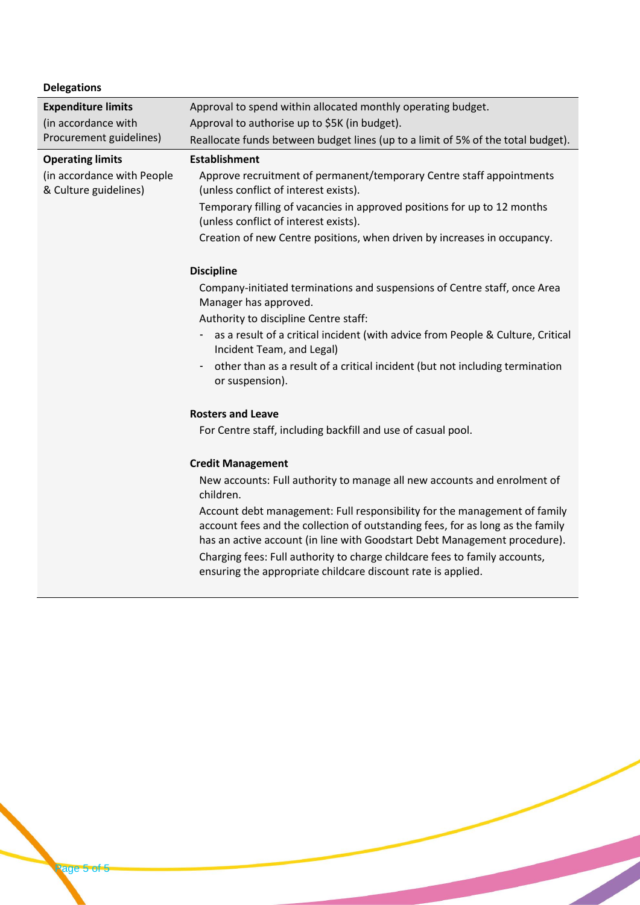**Delegations**

| | |
|---|---|
| **Expenditure limits** (in accordance with Procurement guidelines) | Approval to spend within allocated monthly operating budget.<br>Approval to authorise up to $5K (in budget).<br>Reallocate funds between budget lines (up to a limit of 5% of the total budget). |
| **Operating limits** (in accordance with People & Culture guidelines) | **Establishment**<br>Approve recruitment of permanent/temporary Centre staff appointments (unless conflict of interest exists).<br>Temporary filling of vacancies in approved positions for up to 12 months (unless conflict of interest exists).<br>Creation of new Centre positions, when driven by increases in occupancy.<br><br>**Discipline**<br>Company-initiated terminations and suspensions of Centre staff, once Area Manager has approved.<br>Authority to discipline Centre staff:<br>- as a result of a critical incident (with advice from People & Culture, Critical Incident Team, and Legal)<br>- other than as a result of a critical incident (but not including termination or suspension).<br><br>**Rosters and Leave**<br>For Centre staff, including backfill and use of casual pool.<br><br>**Credit Management**<br>New accounts: Full authority to manage all new accounts and enrolment of children.<br>Account debt management: Full responsibility for the management of family account fees and the collection of outstanding fees, for as long as the family has an active account (in line with Goodstart Debt Management procedure).<br>Charging fees: Full authority to charge childcare fees to family accounts, ensuring the appropriate childcare discount rate is applied. |